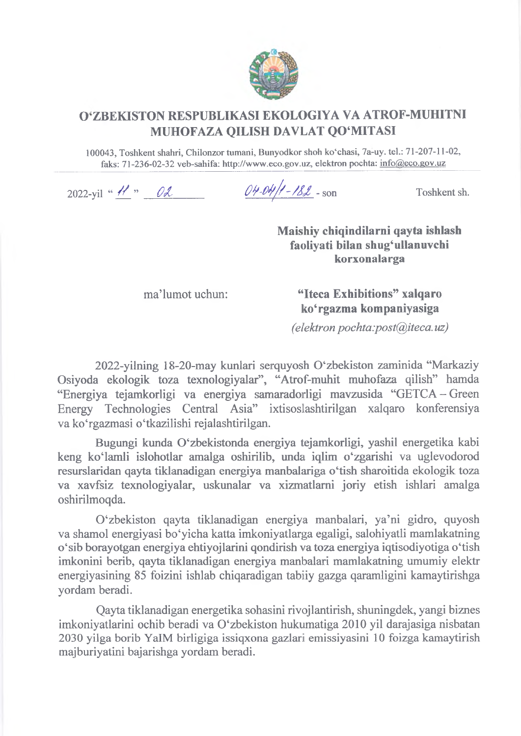# O'ZBEKISTON RESPUBLIKASI EKOLOGIYA VA ATROF-MUHITNI MUHOFAZA QILISH DAVLAT QO'MITASI

100043, Toshkent shahri, Chilonzor tumani, Bunyodkor shoh ko'chasi, 7a-uy. tel.: 71-207-11-02, faks: 71-236-02-32 veb-sahifa: http://www.eco.gov.uz, elektron pochta: info@eco.gov.uz

2022-yil "11" 02 04-04/1-182 - son Toshkent sh.

**Maishiy chiqindilarni qayta ishlash faoliyati bilan shug'ullanuvchi korxonalarga**

ma'lumot uchun: **"Iteca Exhibitions" xalqaro ko'rgazma kompaniyasiga**
*(elektron pochta:post@iteca.uz)*

2022-yilning 18-20-may kunlari serquyosh O'zbekiston zaminida "Markaziy Osiyoda ekologik toza texnologiyalar", "Atrof-muhit muhofaza qilish" hamda "Energiya tejamkorligi va energiya samaradorligi mavzusida "GETCA – Green Energy Technologies Central Asia" ixtisoslashtirilgan xalqaro konferensiya va ko'rgazmasi o'tkazilishi rejalashtirilgan.

Bugungi kunda O'zbekistonda energiya tejamkorligi, yashil energetika kabi keng ko'lamli islohotlar amalga oshirilib, unda iqlim o'zgarishi va uglevodorod resurslaridan qayta tiklanadigan energiya manbalariga o'tish sharoitida ekologik toza va xavfsiz texnologiyalar, uskunalar va xizmatlarni joriy etish ishlari amalga oshirilmoqda.

O'zbekiston qayta tiklanadigan energiya manbalari, ya'ni gidro, quyosh va shamol energiyasi bo'yicha katta imkoniyatlarga egaligi, salohiyatli mamlakatning o'sib borayotgan energiya ehtiyojlarini qondirish va toza energiya iqtisodiyotiga o'tish imkonini berib, qayta tiklanadigan energiya manbalari mamlakatning umumiy elektr energiyasining 85 foizini ishlab chiqaradigan tabiiy gazga qaramligini kamaytirishga yordam beradi.

Qayta tiklanadigan energetika sohasini rivojlantirish, shuningdek, yangi biznes imkoniyatlarini ochib beradi va O'zbekiston hukumatiga 2010 yil darajasiga nisbatan 2030 yilga borib YaIM birligiga issiqxona gazlari emissiyasini 10 foizga kamaytirish majburiyatini bajarishga yordam beradi.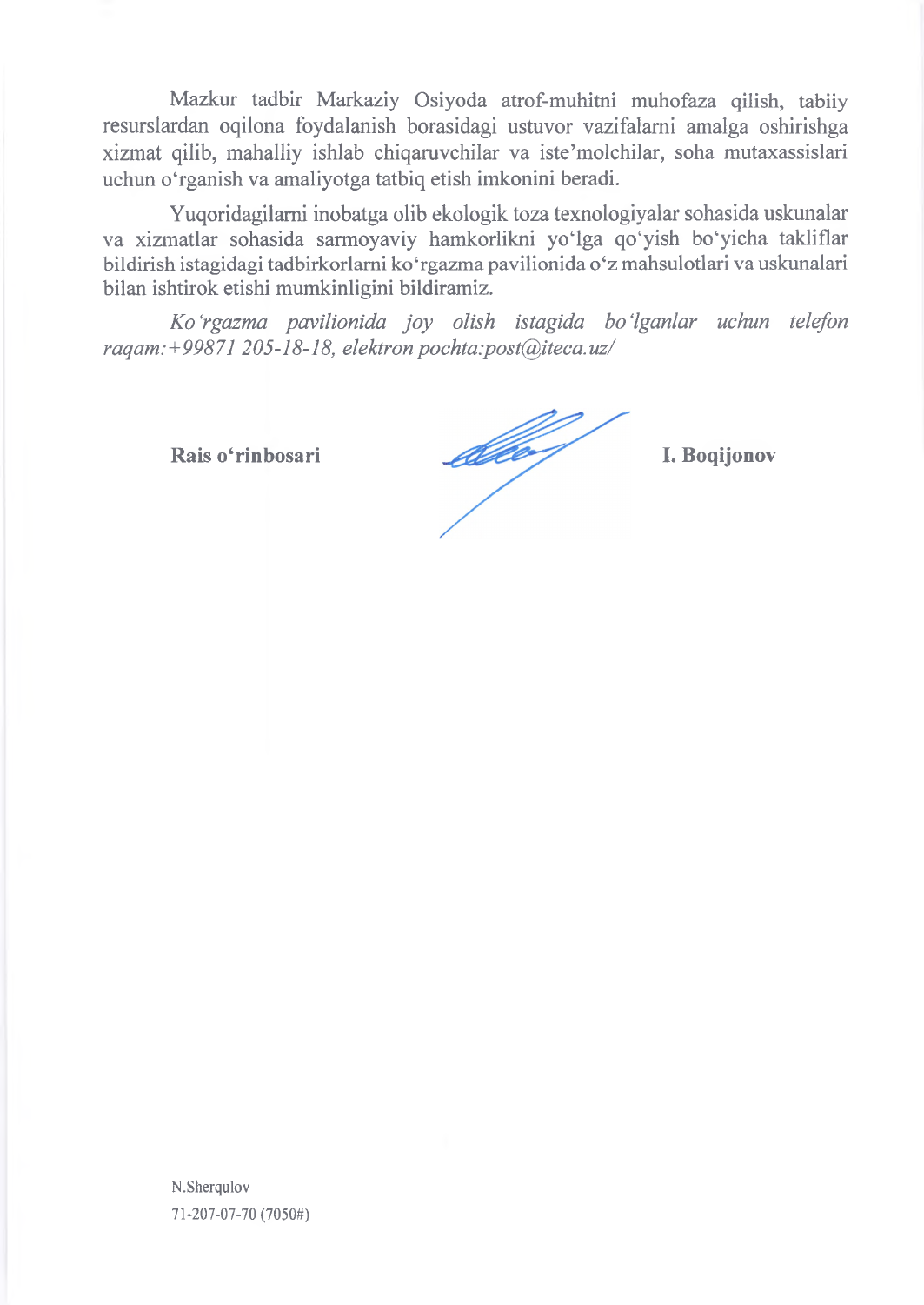Mazkur tadbir Markaziy Osiyoda atrof-muhitni muhofaza qilish, tabiiy resurslardan oqilona foydalanish borasidagi ustuvor vazifalarni amalga oshirishga xizmat qilib, mahalliy ishlab chiqaruvchilar va iste'molchilar, soha mutaxassislari uchun o'rganish va amaliyotga tatbiq etish imkonini beradi.

Yuqoridagilarni inobatga olib ekologik toza texnologiyalar sohasida uskunalar va xizmatlar sohasida sarmoyaviy hamkorlikni yo'lga qo'yish bo'yicha takliflar bildirish istagidagi tadbirkorlarni ko'rgazma pavilionida o'z mahsulotlari va uskunalari bilan ishtirok etishi mumkinligini bildiramiz.

*Ko'rgazma pavilionida joy olish istagida bo'lganlar uchun telefon raqam:+99871 205-18-18, elektron pochta:post@iteca.uz/*

**Rais o'rinbosari** **I. Boqijonov**

N.Sherqulov
71-207-07-70 (7050#)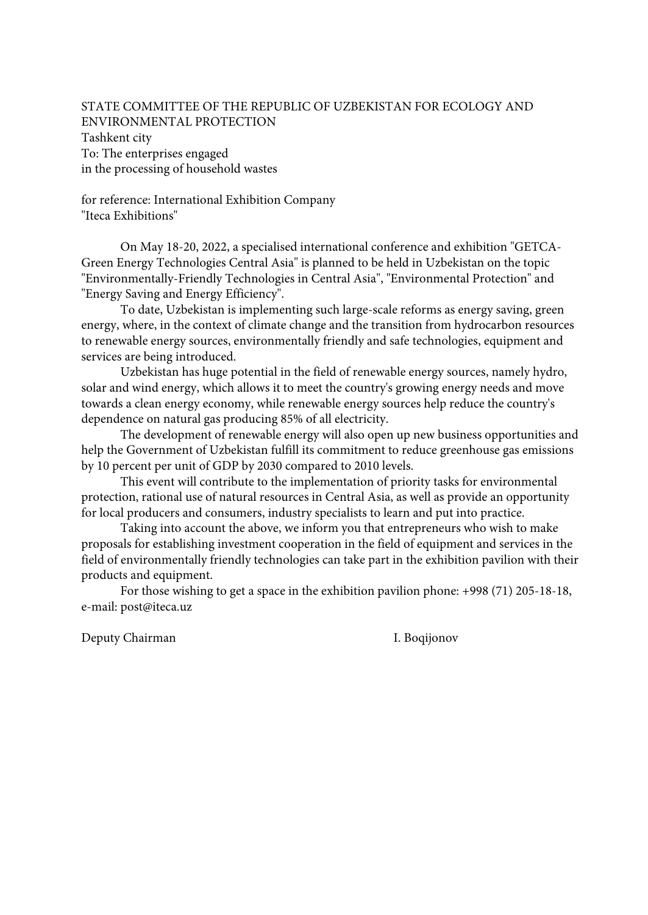STATE COMMITTEE OF THE REPUBLIC OF UZBEKISTAN FOR ECOLOGY AND ENVIRONMENTAL PROTECTION
Tashkent city
To: The enterprises engaged
in the processing of household wastes

for reference: International Exhibition Company
"Iteca Exhibitions"

On May 18-20, 2022, a specialised international conference and exhibition "GETCA-Green Energy Technologies Central Asia" is planned to be held in Uzbekistan on the topic "Environmentally-Friendly Technologies in Central Asia", "Environmental Protection" and "Energy Saving and Energy Efficiency".

To date, Uzbekistan is implementing such large-scale reforms as energy saving, green energy, where, in the context of climate change and the transition from hydrocarbon resources to renewable energy sources, environmentally friendly and safe technologies, equipment and services are being introduced.

Uzbekistan has huge potential in the field of renewable energy sources, namely hydro, solar and wind energy, which allows it to meet the country's growing energy needs and move towards a clean energy economy, while renewable energy sources help reduce the country's dependence on natural gas producing 85% of all electricity.

The development of renewable energy will also open up new business opportunities and help the Government of Uzbekistan fulfill its commitment to reduce greenhouse gas emissions by 10 percent per unit of GDP by 2030 compared to 2010 levels.

This event will contribute to the implementation of priority tasks for environmental protection, rational use of natural resources in Central Asia, as well as provide an opportunity for local producers and consumers, industry specialists to learn and put into practice.

Taking into account the above, we inform you that entrepreneurs who wish to make proposals for establishing investment cooperation in the field of equipment and services in the field of environmentally friendly technologies can take part in the exhibition pavilion with their products and equipment.

For those wishing to get a space in the exhibition pavilion phone: +998 (71) 205-18-18, e-mail: post@iteca.uz

Deputy Chairman I. Boqijonov